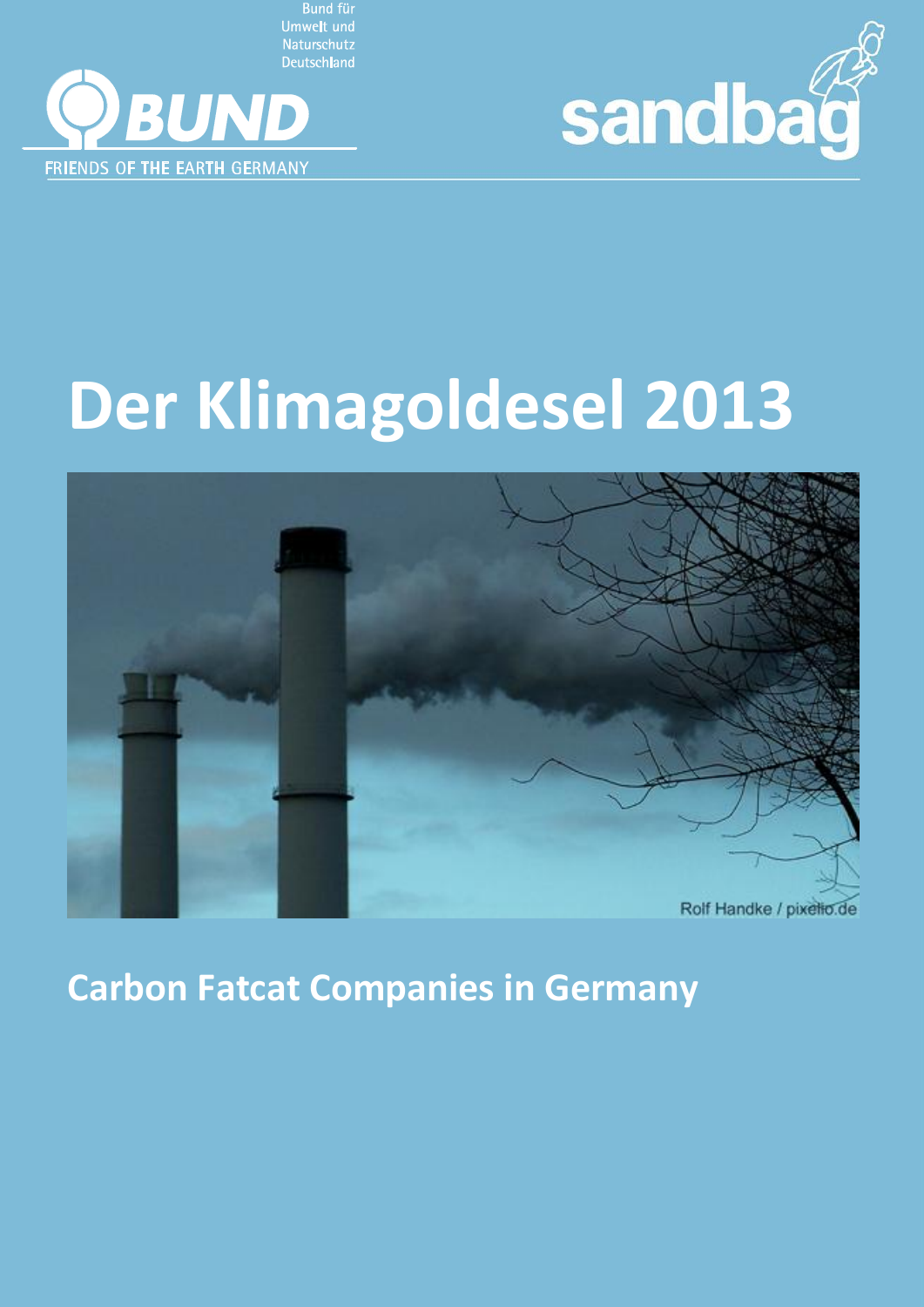Bund für Umwelt und Naturschutz Deutschland

BUND

FRIENDS OF THE EARTH GERMANY

sandbag

# Der Klimagoldesel 2013

Rolf Handke / pixelio.de

## Carbon Fatcat Companies in Germany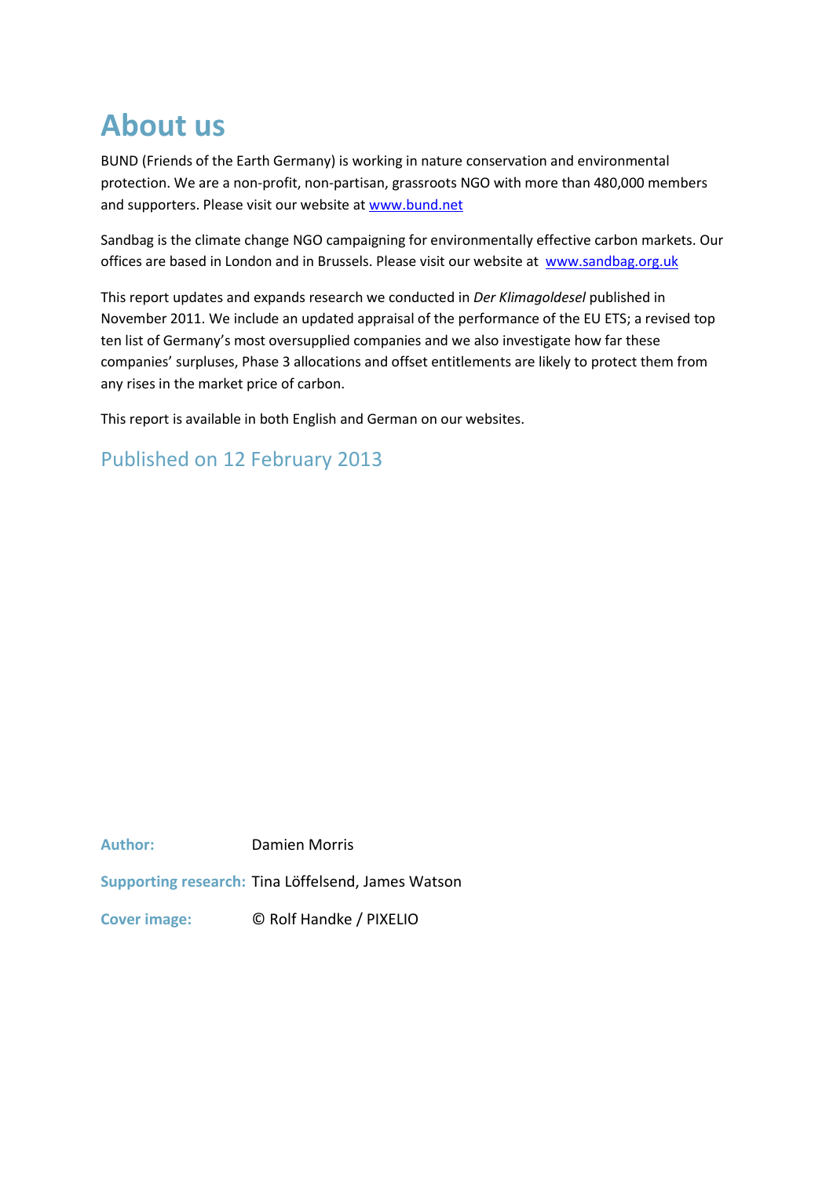# About us

BUND (Friends of the Earth Germany) is working in nature conservation and environmental protection. We are a non-profit, non-partisan, grassroots NGO with more than 480,000 members and supporters. Please visit our website at www.bund.net

Sandbag is the climate change NGO campaigning for environmentally effective carbon markets. Our offices are based in London and in Brussels. Please visit our website at www.sandbag.org.uk

This report updates and expands research we conducted in *Der Klimagoldesel* published in November 2011. We include an updated appraisal of the performance of the EU ETS; a revised top ten list of Germany's most oversupplied companies and we also investigate how far these companies' surpluses, Phase 3 allocations and offset entitlements are likely to protect them from any rises in the market price of carbon.

This report is available in both English and German on our websites.

## Published on 12 February 2013

**Author:** Damien Morris

**Supporting research:** Tina Löffelsend, James Watson

**Cover image:** © Rolf Handke / PIXELIO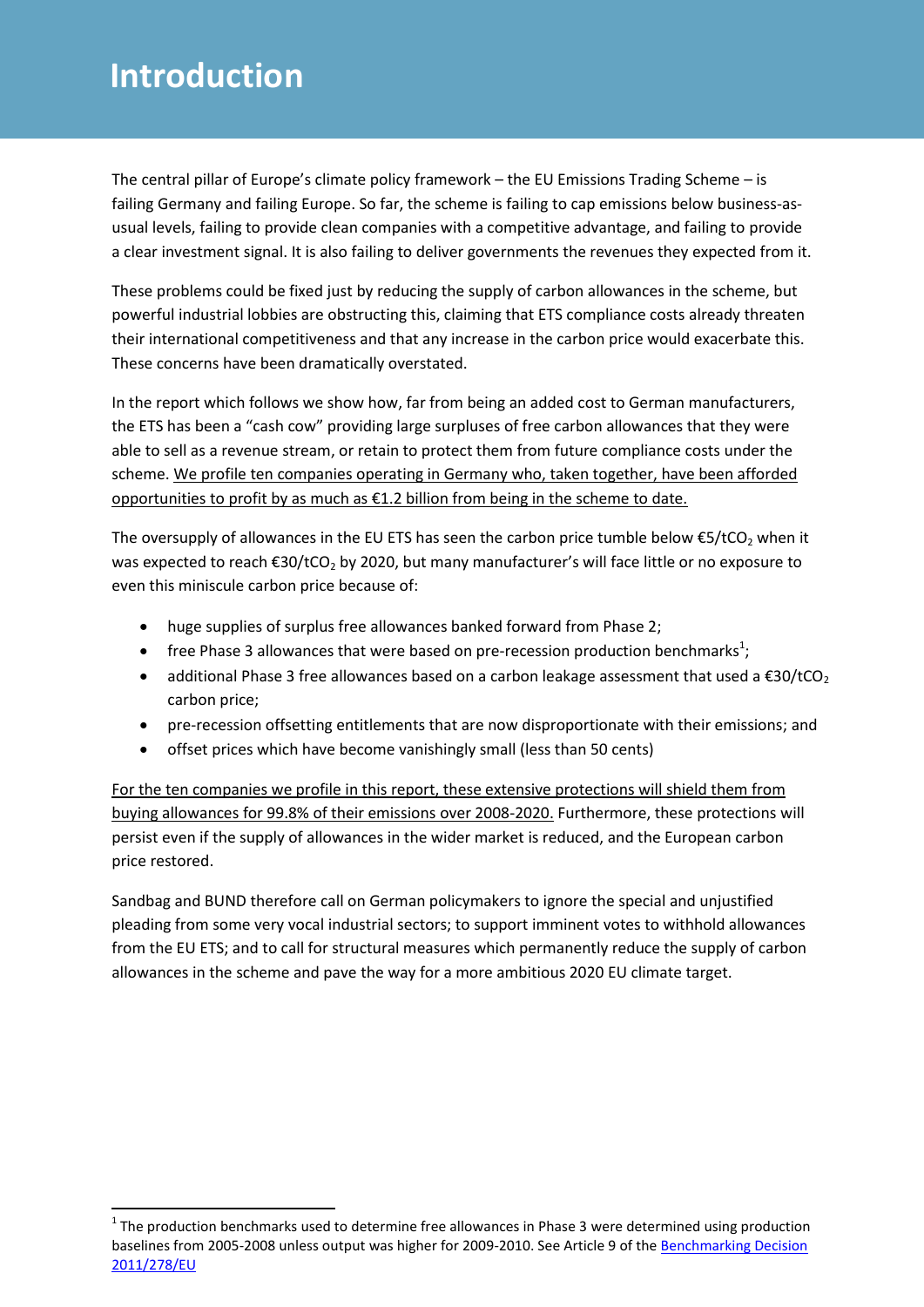# Introduction

The central pillar of Europe's climate policy framework – the EU Emissions Trading Scheme – is failing Germany and failing Europe. So far, the scheme is failing to cap emissions below business-as-usual levels, failing to provide clean companies with a competitive advantage, and failing to provide a clear investment signal. It is also failing to deliver governments the revenues they expected from it.

These problems could be fixed just by reducing the supply of carbon allowances in the scheme, but powerful industrial lobbies are obstructing this, claiming that ETS compliance costs already threaten their international competitiveness and that any increase in the carbon price would exacerbate this. These concerns have been dramatically overstated.

In the report which follows we show how, far from being an added cost to German manufacturers, the ETS has been a "cash cow" providing large surpluses of free carbon allowances that they were able to sell as a revenue stream, or retain to protect them from future compliance costs under the scheme. <u>We profile ten companies operating in Germany who, taken together, have been afforded opportunities to profit by as much as €1.2 billion from being in the scheme to date.</u>

The oversupply of allowances in the EU ETS has seen the carbon price tumble below €5/t$CO_2$ when it was expected to reach €30/t$CO_2$ by 2020, but many manufacturer's will face little or no exposure to even this miniscule carbon price because of:

- huge supplies of surplus free allowances banked forward from Phase 2;
- free Phase 3 allowances that were based on pre-recession production benchmarks[1];
- additional Phase 3 free allowances based on a carbon leakage assessment that used a €30/t$CO_2$ carbon price;
- pre-recession offsetting entitlements that are now disproportionate with their emissions; and
- offset prices which have become vanishingly small (less than 50 cents)

<u>For the ten companies we profile in this report, these extensive protections will shield them from buying allowances for 99.8% of their emissions over 2008-2020.</u> Furthermore, these protections will persist even if the supply of allowances in the wider market is reduced, and the European carbon price restored.

Sandbag and BUND therefore call on German policymakers to ignore the special and unjustified pleading from some very vocal industrial sectors; to support imminent votes to withhold allowances from the EU ETS; and to call for structural measures which permanently reduce the supply of carbon allowances in the scheme and pave the way for a more ambitious 2020 EU climate target.

---

[1] The production benchmarks used to determine free allowances in Phase 3 were determined using production baselines from 2005-2008 unless output was higher for 2009-2010. See Article 9 of the Benchmarking Decision 2011/278/EU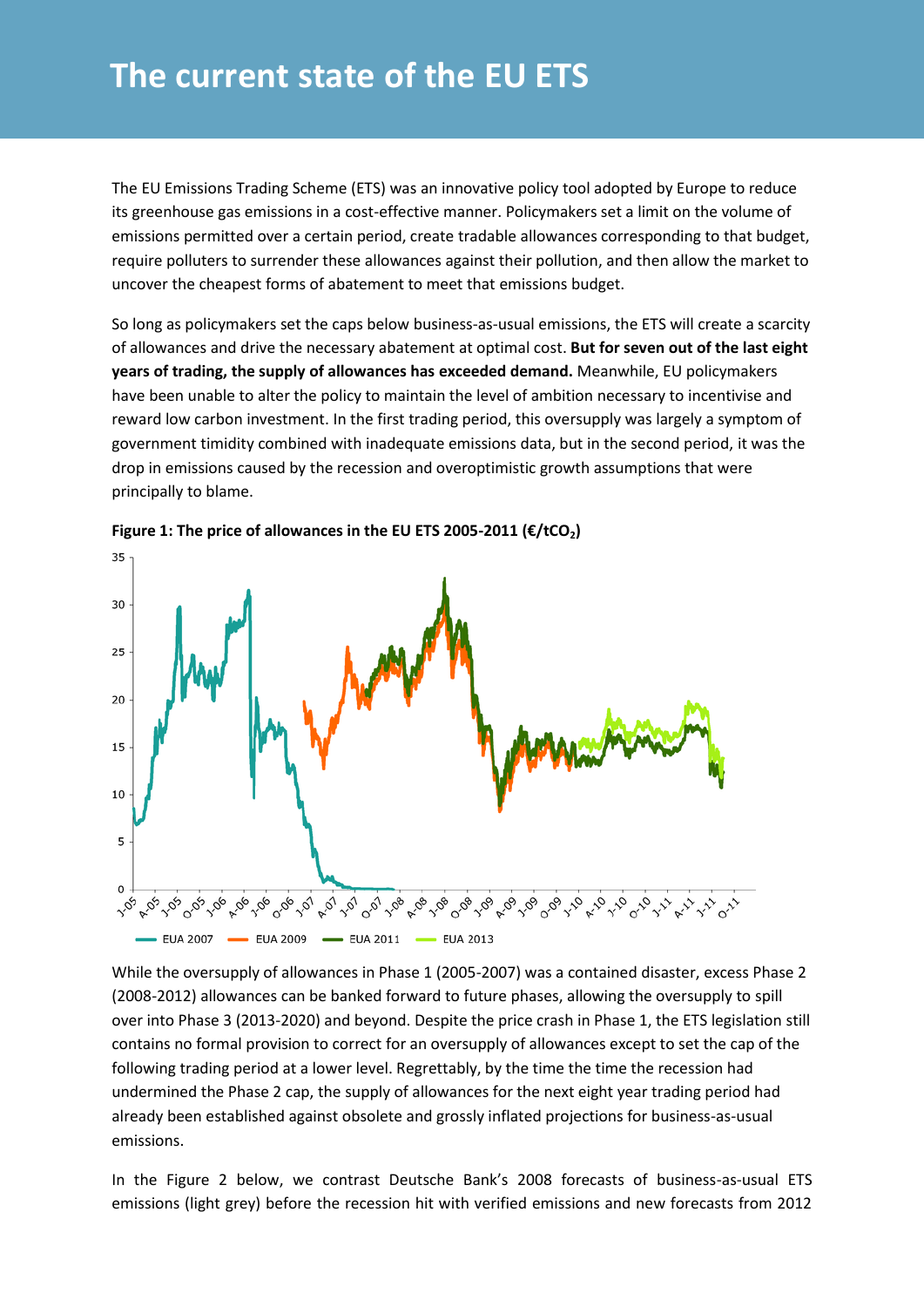# The current state of the EU ETS

The EU Emissions Trading Scheme (ETS) was an innovative policy tool adopted by Europe to reduce its greenhouse gas emissions in a cost-effective manner. Policymakers set a limit on the volume of emissions permitted over a certain period, create tradable allowances corresponding to that budget, require polluters to surrender these allowances against their pollution, and then allow the market to uncover the cheapest forms of abatement to meet that emissions budget.

So long as policymakers set the caps below business-as-usual emissions, the ETS will create a scarcity of allowances and drive the necessary abatement at optimal cost. **But for seven out of the last eight years of trading, the supply of allowances has exceeded demand.** Meanwhile, EU policymakers have been unable to alter the policy to maintain the level of ambition necessary to incentivise and reward low carbon investment. In the first trading period, this oversupply was largely a symptom of government timidity combined with inadequate emissions data, but in the second period, it was the drop in emissions caused by the recession and overoptimistic growth assumptions that were principally to blame.

**Figure 1: The price of allowances in the EU ETS 2005-2011 (€/t$CO_2$)**

While the oversupply of allowances in Phase 1 (2005-2007) was a contained disaster, excess Phase 2 (2008-2012) allowances can be banked forward to future phases, allowing the oversupply to spill over into Phase 3 (2013-2020) and beyond. Despite the price crash in Phase 1, the ETS legislation still contains no formal provision to correct for an oversupply of allowances except to set the cap of the following trading period at a lower level. Regrettably, by the time the time the recession had undermined the Phase 2 cap, the supply of allowances for the next eight year trading period had already been established against obsolete and grossly inflated projections for business-as-usual emissions.

In the Figure 2 below, we contrast Deutsche Bank's 2008 forecasts of business-as-usual ETS emissions (light grey) before the recession hit with verified emissions and new forecasts from 2012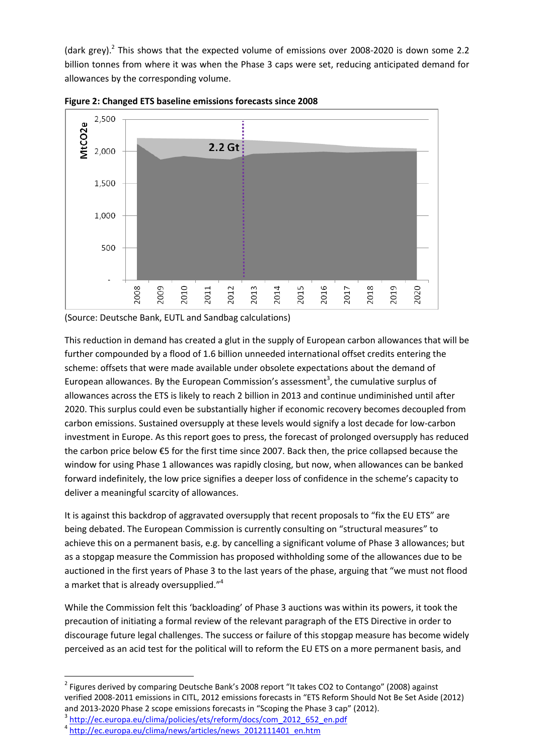(dark grey).[2] This shows that the expected volume of emissions over 2008-2020 is down some 2.2 billion tonnes from where it was when the Phase 3 caps were set, reducing anticipated demand for allowances by the corresponding volume.

**Figure 2: Changed ETS baseline emissions forecasts since 2008**

(Source: Deutsche Bank, EUTL and Sandbag calculations)

This reduction in demand has created a glut in the supply of European carbon allowances that will be further compounded by a flood of 1.6 billion unneeded international offset credits entering the scheme: offsets that were made available under obsolete expectations about the demand of European allowances. By the European Commission's assessment[3], the cumulative surplus of allowances across the ETS is likely to reach 2 billion in 2013 and continue undiminished until after 2020. This surplus could even be substantially higher if economic recovery becomes decoupled from carbon emissions. Sustained oversupply at these levels would signify a lost decade for low-carbon investment in Europe. As this report goes to press, the forecast of prolonged oversupply has reduced the carbon price below €5 for the first time since 2007. Back then, the price collapsed because the window for using Phase 1 allowances was rapidly closing, but now, when allowances can be banked forward indefinitely, the low price signifies a deeper loss of confidence in the scheme's capacity to deliver a meaningful scarcity of allowances.

It is against this backdrop of aggravated oversupply that recent proposals to "fix the EU ETS" are being debated. The European Commission is currently consulting on "structural measures" to achieve this on a permanent basis, e.g. by cancelling a significant volume of Phase 3 allowances; but as a stopgap measure the Commission has proposed withholding some of the allowances due to be auctioned in the first years of Phase 3 to the last years of the phase, arguing that "we must not flood a market that is already oversupplied."[4]

While the Commission felt this 'backloading' of Phase 3 auctions was within its powers, it took the precaution of initiating a formal review of the relevant paragraph of the ETS Directive in order to discourage future legal challenges. The success or failure of this stopgap measure has become widely perceived as an acid test for the political will to reform the EU ETS on a more permanent basis, and

---

[2] Figures derived by comparing Deutsche Bank's 2008 report "It takes CO2 to Contango" (2008) against verified 2008-2011 emissions in CITL, 2012 emissions forecasts in "ETS Reform Should Not Be Set Aside (2012) and 2013-2020 Phase 2 scope emissions forecasts in "Scoping the Phase 3 cap" (2012).

[3] http://ec.europa.eu/clima/policies/ets/reform/docs/com_2012_652_en.pdf

[4] http://ec.europa.eu/clima/news/articles/news_2012111401_en.htm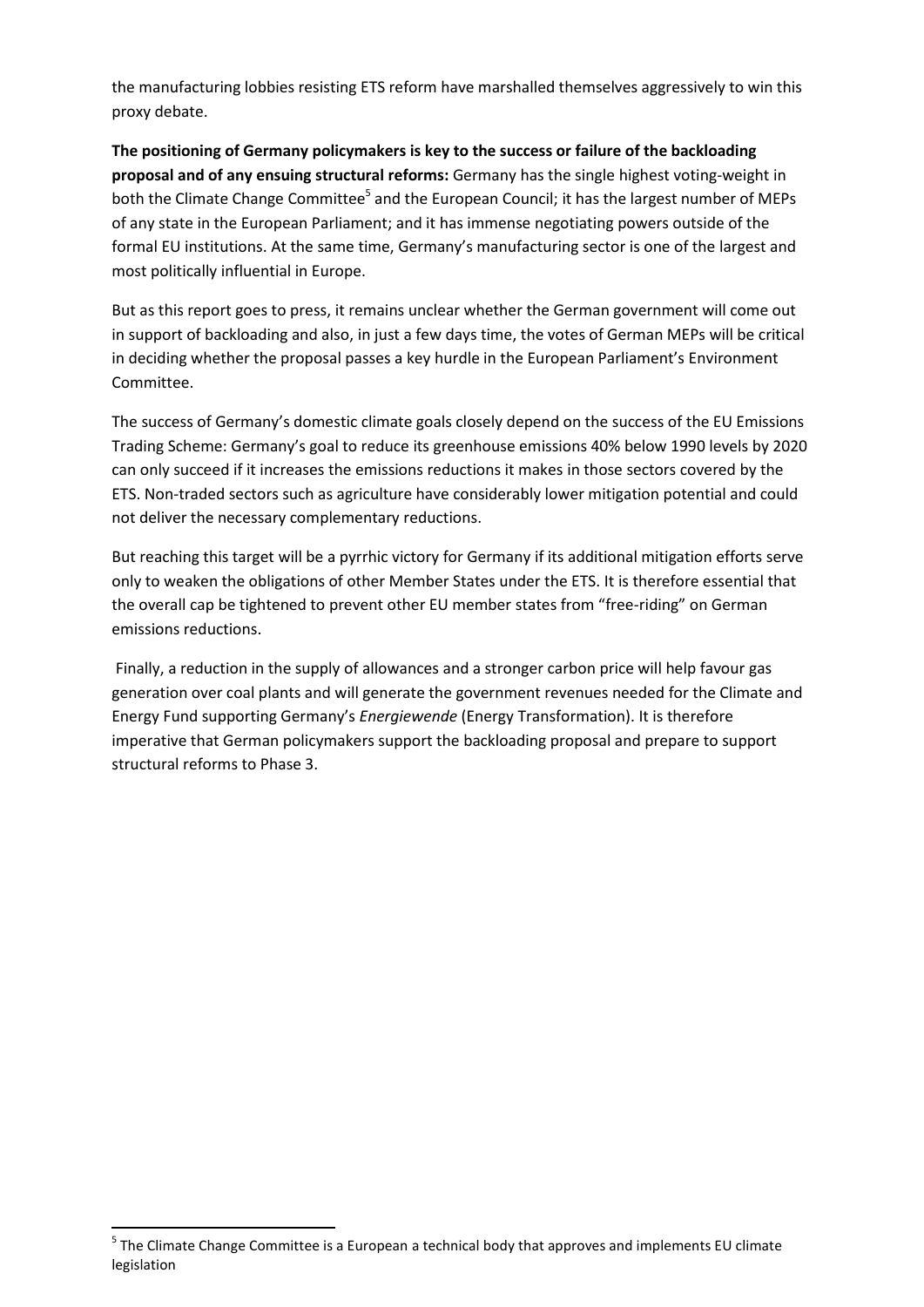the manufacturing lobbies resisting ETS reform have marshalled themselves aggressively to win this proxy debate.

**The positioning of Germany policymakers is key to the success or failure of the backloading proposal and of any ensuing structural reforms:** Germany has the single highest voting-weight in both the Climate Change Committee[5] and the European Council; it has the largest number of MEPs of any state in the European Parliament; and it has immense negotiating powers outside of the formal EU institutions. At the same time, Germany's manufacturing sector is one of the largest and most politically influential in Europe.

But as this report goes to press, it remains unclear whether the German government will come out in support of backloading and also, in just a few days time, the votes of German MEPs will be critical in deciding whether the proposal passes a key hurdle in the European Parliament's Environment Committee.

The success of Germany's domestic climate goals closely depend on the success of the EU Emissions Trading Scheme: Germany's goal to reduce its greenhouse emissions 40% below 1990 levels by 2020 can only succeed if it increases the emissions reductions it makes in those sectors covered by the ETS. Non-traded sectors such as agriculture have considerably lower mitigation potential and could not deliver the necessary complementary reductions.

But reaching this target will be a pyrrhic victory for Germany if its additional mitigation efforts serve only to weaken the obligations of other Member States under the ETS. It is therefore essential that the overall cap be tightened to prevent other EU member states from "free-riding" on German emissions reductions.

Finally, a reduction in the supply of allowances and a stronger carbon price will help favour gas generation over coal plants and will generate the government revenues needed for the Climate and Energy Fund supporting Germany's *Energiewende* (Energy Transformation). It is therefore imperative that German policymakers support the backloading proposal and prepare to support structural reforms to Phase 3.

[5] The Climate Change Committee is a European a technical body that approves and implements EU climate legislation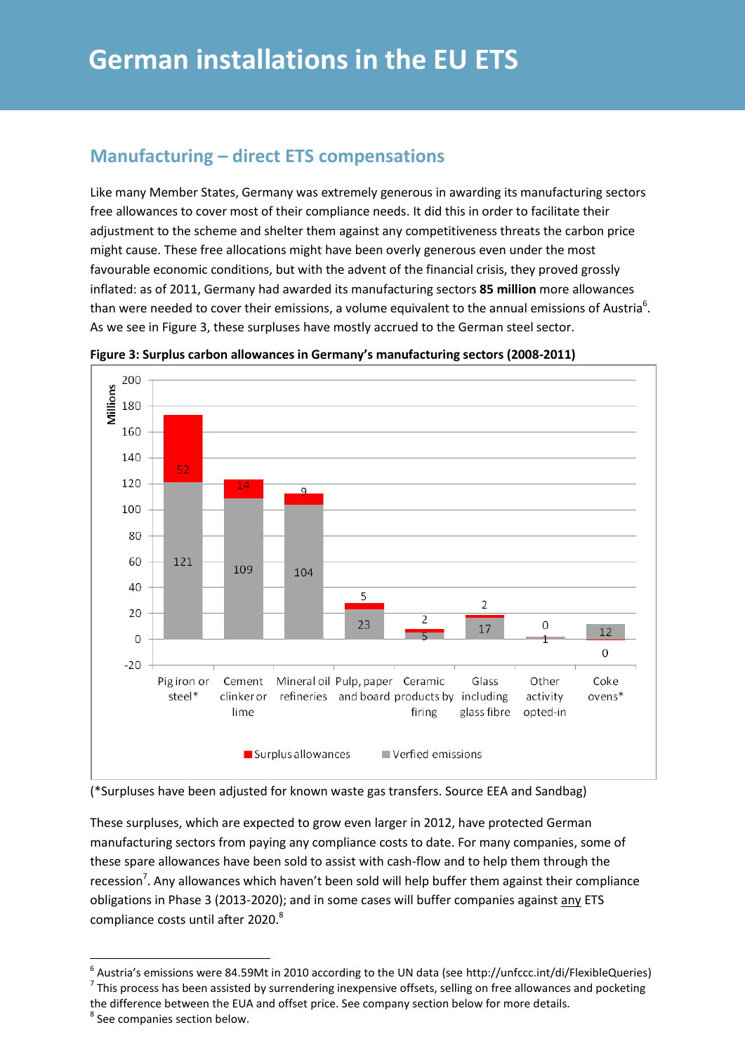## Manufacturing – direct ETS compensations

Like many Member States, Germany was extremely generous in awarding its manufacturing sectors free allowances to cover most of their compliance needs. It did this in order to facilitate their adjustment to the scheme and shelter them against any competitiveness threats the carbon price might cause. These free allocations might have been overly generous even under the most favourable economic conditions, but with the advent of the financial crisis, they proved grossly inflated: as of 2011, Germany had awarded its manufacturing sectors **85 million** more allowances than were needed to cover their emissions, a volume equivalent to the annual emissions of Austria[6]. As we see in Figure 3, these surpluses have mostly accrued to the German steel sector.

**Figure 3: Surplus carbon allowances in Germany's manufacturing sectors (2008-2011)**

| Sector (Millions) | Verfied emissions | Surplus allowances |
|---|---|---|
| Pig iron or steel* | 121 | 52 |
| Cement clinker or lime | 109 | 14 |
| Mineral oil refineries | 104 | 9 |
| Pulp, paper and board | 23 | 5 |
| Ceramic products by firing | 5 | 2 |
| Glass including glass fibre | 17 | 2 |
| Other activity opted-in | 1 | 0 |
| Coke ovens* | 12 | 0 |

(*Surpluses have been adjusted for known waste gas transfers. Source EEA and Sandbag)

These surpluses, which are expected to grow even larger in 2012, have protected German manufacturing sectors from paying any compliance costs to date. For many companies, some of these spare allowances have been sold to assist with cash-flow and to help them through the recession[7]. Any allowances which haven't been sold will help buffer them against their compliance obligations in Phase 3 (2013-2020); and in some cases will buffer companies against any ETS compliance costs until after 2020.[8]

---

[6] Austria's emissions were 84.59Mt in 2010 according to the UN data (see http://unfccc.int/di/FlexibleQueries)

[7] This process has been assisted by surrendering inexpensive offsets, selling on free allowances and pocketing the difference between the EUA and offset price. See company section below for more details.

[8] See companies section below.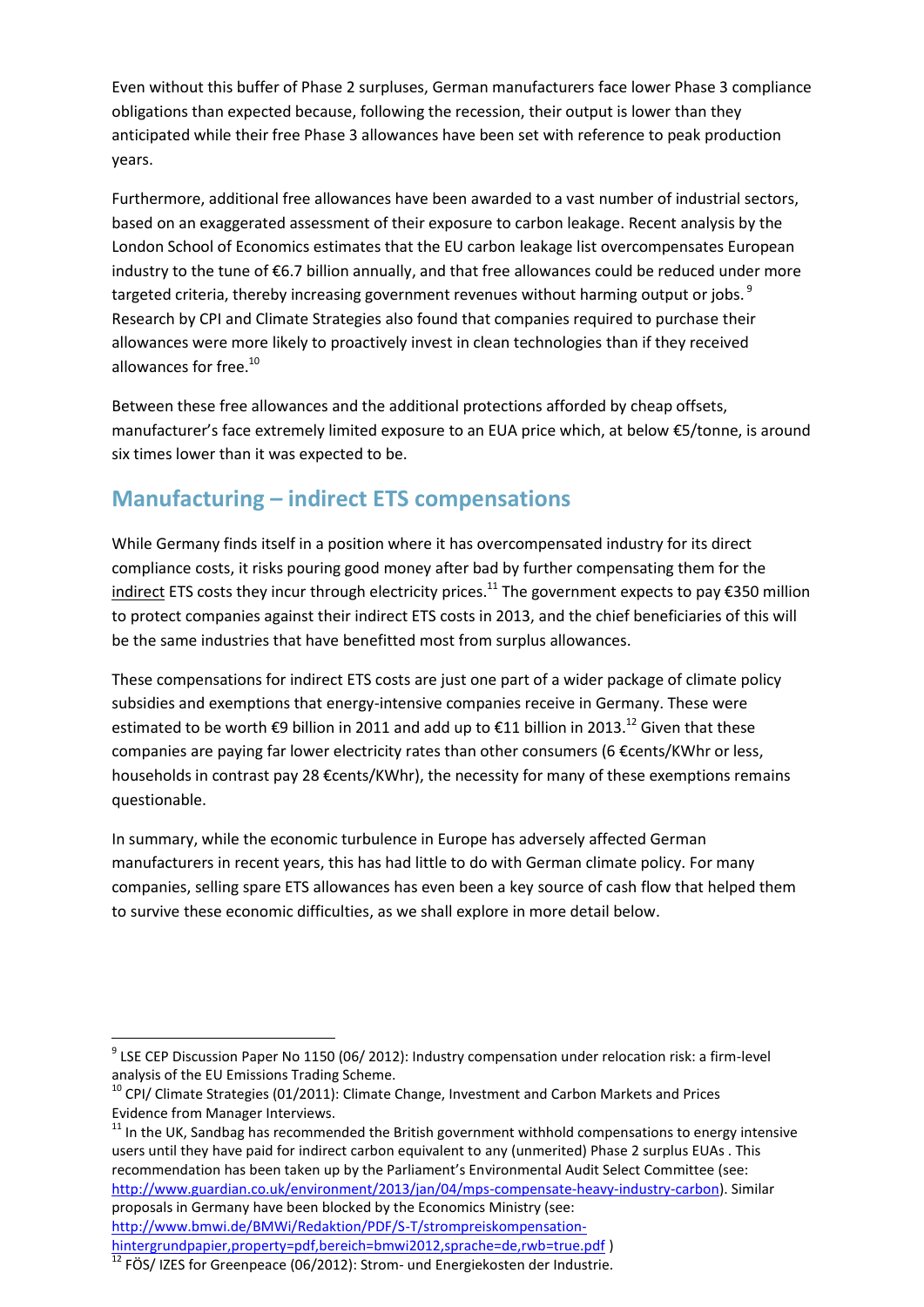Even without this buffer of Phase 2 surpluses, German manufacturers face lower Phase 3 compliance obligations than expected because, following the recession, their output is lower than they anticipated while their free Phase 3 allowances have been set with reference to peak production years.

Furthermore, additional free allowances have been awarded to a vast number of industrial sectors, based on an exaggerated assessment of their exposure to carbon leakage. Recent analysis by the London School of Economics estimates that the EU carbon leakage list overcompensates European industry to the tune of €6.7 billion annually, and that free allowances could be reduced under more targeted criteria, thereby increasing government revenues without harming output or jobs.[9] Research by CPI and Climate Strategies also found that companies required to purchase their allowances were more likely to proactively invest in clean technologies than if they received allowances for free.[10]

Between these free allowances and the additional protections afforded by cheap offsets, manufacturer's face extremely limited exposure to an EUA price which, at below €5/tonne, is around six times lower than it was expected to be.

## Manufacturing – indirect ETS compensations

While Germany finds itself in a position where it has overcompensated industry for its direct compliance costs, it risks pouring good money after bad by further compensating them for the indirect ETS costs they incur through electricity prices.[11] The government expects to pay €350 million to protect companies against their indirect ETS costs in 2013, and the chief beneficiaries of this will be the same industries that have benefitted most from surplus allowances.

These compensations for indirect ETS costs are just one part of a wider package of climate policy subsidies and exemptions that energy-intensive companies receive in Germany. These were estimated to be worth €9 billion in 2011 and add up to €11 billion in 2013.[12] Given that these companies are paying far lower electricity rates than other consumers (6 €cents/KWhr or less, households in contrast pay 28 €cents/KWhr), the necessity for many of these exemptions remains questionable.

In summary, while the economic turbulence in Europe has adversely affected German manufacturers in recent years, this has had little to do with German climate policy. For many companies, selling spare ETS allowances has even been a key source of cash flow that helped them to survive these economic difficulties, as we shall explore in more detail below.

---

[9] LSE CEP Discussion Paper No 1150 (06/ 2012): Industry compensation under relocation risk: a firm-level analysis of the EU Emissions Trading Scheme.

[10] CPI/ Climate Strategies (01/2011): Climate Change, Investment and Carbon Markets and Prices Evidence from Manager Interviews.

[11] In the UK, Sandbag has recommended the British government withhold compensations to energy intensive users until they have paid for indirect carbon equivalent to any (unmerited) Phase 2 surplus EUAs . This recommendation has been taken up by the Parliament's Environmental Audit Select Committee (see: http://www.guardian.co.uk/environment/2013/jan/04/mps-compensate-heavy-industry-carbon). Similar proposals in Germany have been blocked by the Economics Ministry (see: http://www.bmwi.de/BMWi/Redaktion/PDF/S-T/strompreiskompensation-hintergrundpapier,property=pdf,bereich=bmwi2012,sprache=de,rwb=true.pdf )

[12] FÖS/ IZES for Greenpeace (06/2012): Strom- und Energiekosten der Industrie.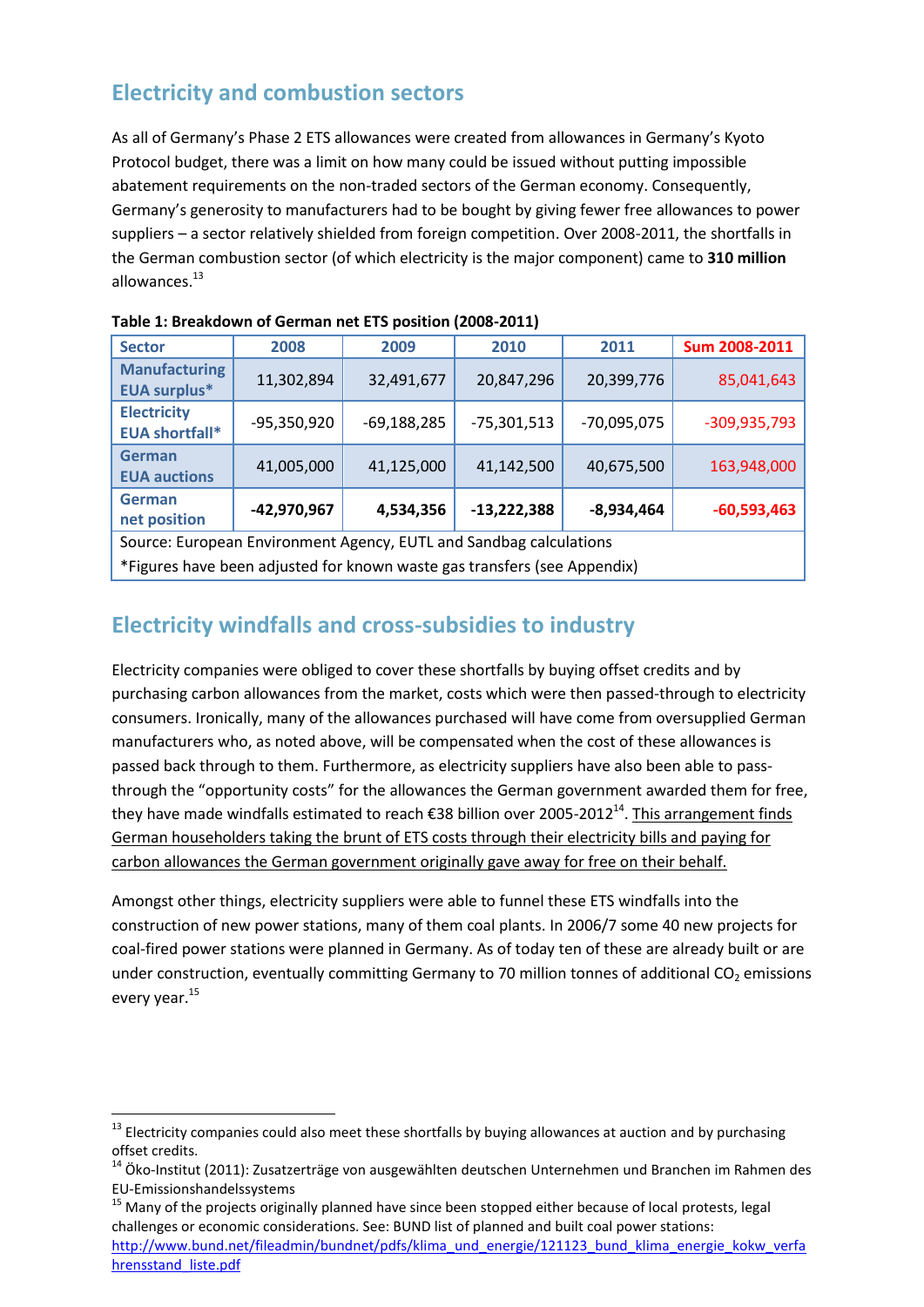## Electricity and combustion sectors

As all of Germany's Phase 2 ETS allowances were created from allowances in Germany's Kyoto Protocol budget, there was a limit on how many could be issued without putting impossible abatement requirements on the non-traded sectors of the German economy. Consequently, Germany's generosity to manufacturers had to be bought by giving fewer free allowances to power suppliers – a sector relatively shielded from foreign competition. Over 2008-2011, the shortfalls in the German combustion sector (of which electricity is the major component) came to **310 million** allowances.[13]

**Table 1: Breakdown of German net ETS position (2008-2011)**

| Sector | 2008 | 2009 | 2010 | 2011 | Sum 2008-2011 |
|---|---|---|---|---|---|
| Manufacturing EUA surplus* | 11,302,894 | 32,491,677 | 20,847,296 | 20,399,776 | 85,041,643 |
| Electricity EUA shortfall* | -95,350,920 | -69,188,285 | -75,301,513 | -70,095,075 | -309,935,793 |
| German EUA auctions | 41,005,000 | 41,125,000 | 41,142,500 | 40,675,500 | 163,948,000 |
| German net position | **-42,970,967** | **4,534,356** | **-13,222,388** | **-8,934,464** | **-60,593,463** |

Source: European Environment Agency, EUTL and Sandbag calculations
*Figures have been adjusted for known waste gas transfers (see Appendix)

## Electricity windfalls and cross-subsidies to industry

Electricity companies were obliged to cover these shortfalls by buying offset credits and by purchasing carbon allowances from the market, costs which were then passed-through to electricity consumers. Ironically, many of the allowances purchased will have come from oversupplied German manufacturers who, as noted above, will be compensated when the cost of these allowances is passed back through to them. Furthermore, as electricity suppliers have also been able to pass-through the "opportunity costs" for the allowances the German government awarded them for free, they have made windfalls estimated to reach €38 billion over 2005-2012[14]. This arrangement finds German householders taking the brunt of ETS costs through their electricity bills and paying for carbon allowances the German government originally gave away for free on their behalf.

Amongst other things, electricity suppliers were able to funnel these ETS windfalls into the construction of new power stations, many of them coal plants. In 2006/7 some 40 new projects for coal-fired power stations were planned in Germany. As of today ten of these are already built or are under construction, eventually committing Germany to 70 million tonnes of additional $CO_2$ emissions every year.[15]

---

[13] Electricity companies could also meet these shortfalls by buying allowances at auction and by purchasing offset credits.

[14] Öko-Institut (2011): Zusatzerträge von ausgewählten deutschen Unternehmen und Branchen im Rahmen des EU-Emissionshandelssystems

[15] Many of the projects originally planned have since been stopped either because of local protests, legal challenges or economic considerations. See: BUND list of planned and built coal power stations: http://www.bund.net/fileadmin/bundnet/pdfs/klima_und_energie/121123_bund_klima_energie_kokw_verfahrensstand_liste.pdf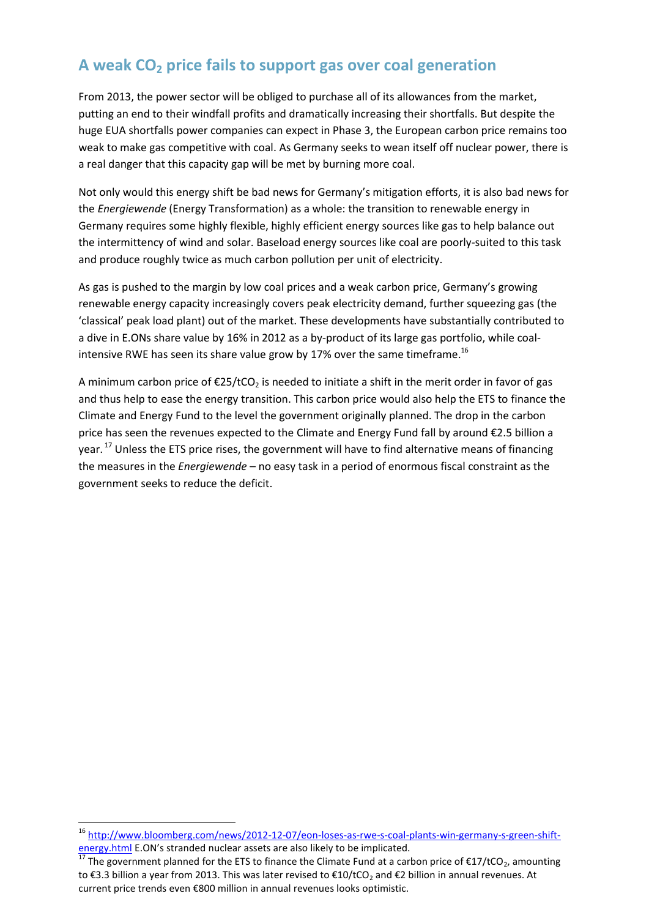## A weak $CO_2$ price fails to support gas over coal generation

From 2013, the power sector will be obliged to purchase all of its allowances from the market, putting an end to their windfall profits and dramatically increasing their shortfalls. But despite the huge EUA shortfalls power companies can expect in Phase 3, the European carbon price remains too weak to make gas competitive with coal. As Germany seeks to wean itself off nuclear power, there is a real danger that this capacity gap will be met by burning more coal.

Not only would this energy shift be bad news for Germany's mitigation efforts, it is also bad news for the *Energiewende* (Energy Transformation) as a whole: the transition to renewable energy in Germany requires some highly flexible, highly efficient energy sources like gas to help balance out the intermittency of wind and solar. Baseload energy sources like coal are poorly-suited to this task and produce roughly twice as much carbon pollution per unit of electricity.

As gas is pushed to the margin by low coal prices and a weak carbon price, Germany's growing renewable energy capacity increasingly covers peak electricity demand, further squeezing gas (the 'classical' peak load plant) out of the market. These developments have substantially contributed to a dive in E.ONs share value by 16% in 2012 as a by-product of its large gas portfolio, while coal-intensive RWE has seen its share value grow by 17% over the same timeframe.[16]

A minimum carbon price of €25/t$CO_2$ is needed to initiate a shift in the merit order in favor of gas and thus help to ease the energy transition. This carbon price would also help the ETS to finance the Climate and Energy Fund to the level the government originally planned. The drop in the carbon price has seen the revenues expected to the Climate and Energy Fund fall by around €2.5 billion a year.[17] Unless the ETS price rises, the government will have to find alternative means of financing the measures in the *Energiewende* – no easy task in a period of enormous fiscal constraint as the government seeks to reduce the deficit.

---

[16] http://www.bloomberg.com/news/2012-12-07/eon-loses-as-rwe-s-coal-plants-win-germany-s-green-shift-energy.html E.ON's stranded nuclear assets are also likely to be implicated.

[17] The government planned for the ETS to finance the Climate Fund at a carbon price of €17/t$CO_2$, amounting to €3.3 billion a year from 2013. This was later revised to €10/t$CO_2$ and €2 billion in annual revenues. At current price trends even €800 million in annual revenues looks optimistic.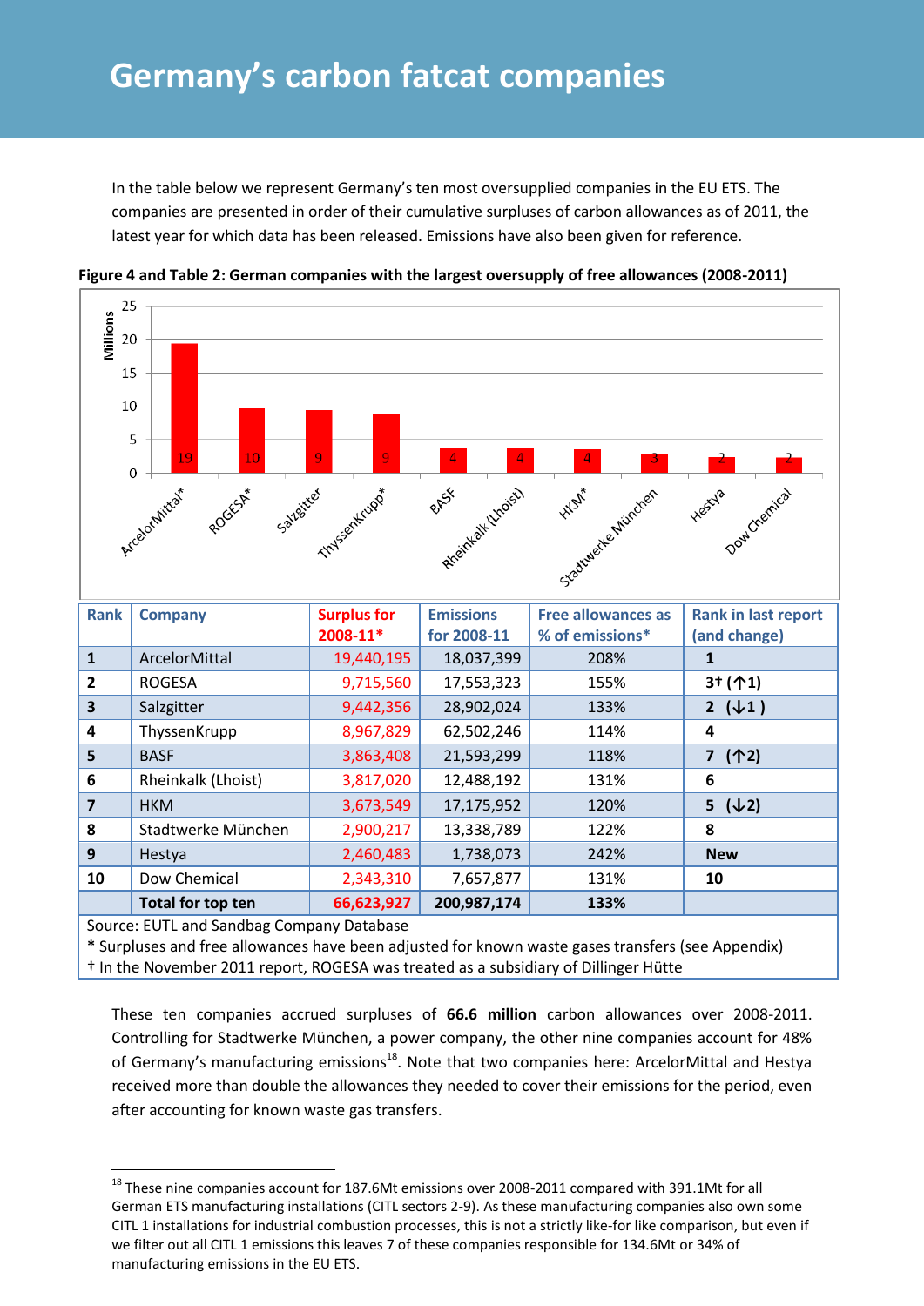# Germany's carbon fatcat companies

In the table below we represent Germany's ten most oversupplied companies in the EU ETS. The companies are presented in order of their cumulative surpluses of carbon allowances as of 2011, the latest year for which data has been released. Emissions have also been given for reference.

**Figure 4 and Table 2: German companies with the largest oversupply of free allowances (2008-2011)**

| Rank | Company | Surplus for 2008-11* | Emissions for 2008-11 | Free allowances as % of emissions* | Rank in last report (and change) |
|---|---|---|---|---|---|
| **1** | ArcelorMittal | 19,440,195 | 18,037,399 | 208% | **1** |
| **2** | ROGESA | 9,715,560 | 17,553,323 | 155% | **3† (↑1)** |
| **3** | Salzgitter | 9,442,356 | 28,902,024 | 133% | **2 (↓1 )** |
| **4** | ThyssenKrupp | 8,967,829 | 62,502,246 | 114% | **4** |
| **5** | BASF | 3,863,408 | 21,593,299 | 118% | **7 (↑2)** |
| **6** | Rheinkalk (Lhoist) | 3,817,020 | 12,488,192 | 131% | **6** |
| **7** | HKM | 3,673,549 | 17,175,952 | 120% | **5 (↓2)** |
| **8** | Stadtwerke München | 2,900,217 | 13,338,789 | 122% | **8** |
| **9** | Hestya | 2,460,483 | 1,738,073 | 242% | **New** |
| **10** | Dow Chemical | 2,343,310 | 7,657,877 | 131% | **10** |
| | **Total for top ten** | **66,623,927** | **200,987,174** | **133%** | |

Source: EUTL and Sandbag Company Database
**\*** Surpluses and free allowances have been adjusted for known waste gases transfers (see Appendix)
† In the November 2011 report, ROGESA was treated as a subsidiary of Dillinger Hütte

These ten companies accrued surpluses of **66.6 million** carbon allowances over 2008-2011. Controlling for Stadtwerke München, a power company, the other nine companies account for 48% of Germany's manufacturing emissions[18]. Note that two companies here: ArcelorMittal and Hestya received more than double the allowances they needed to cover their emissions for the period, even after accounting for known waste gas transfers.

[18] These nine companies account for 187.6Mt emissions over 2008-2011 compared with 391.1Mt for all German ETS manufacturing installations (CITL sectors 2-9). As these manufacturing companies also own some CITL 1 installations for industrial combustion processes, this is not a strictly like-for like comparison, but even if we filter out all CITL 1 emissions this leaves 7 of these companies responsible for 134.6Mt or 34% of manufacturing emissions in the EU ETS.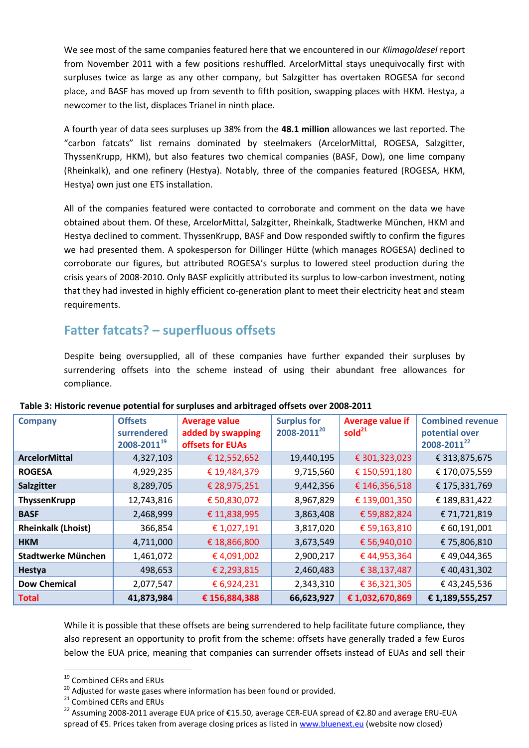We see most of the same companies featured here that we encountered in our *Klimagoldesel* report from November 2011 with a few positions reshuffled. ArcelorMittal stays unequivocally first with surpluses twice as large as any other company, but Salzgitter has overtaken ROGESA for second place, and BASF has moved up from seventh to fifth position, swapping places with HKM. Hestya, a newcomer to the list, displaces Trianel in ninth place.

A fourth year of data sees surpluses up 38% from the **48.1 million** allowances we last reported. The "carbon fatcats" list remains dominated by steelmakers (ArcelorMittal, ROGESA, Salzgitter, ThyssenKrupp, HKM), but also features two chemical companies (BASF, Dow), one lime company (Rheinkalk), and one refinery (Hestya). Notably, three of the companies featured (ROGESA, HKM, Hestya) own just one ETS installation.

All of the companies featured were contacted to corroborate and comment on the data we have obtained about them. Of these, ArcelorMittal, Salzgitter, Rheinkalk, Stadtwerke München, HKM and Hestya declined to comment. ThyssenKrupp, BASF and Dow responded swiftly to confirm the figures we had presented them. A spokesperson for Dillinger Hütte (which manages ROGESA) declined to corroborate our figures, but attributed ROGESA's surplus to lowered steel production during the crisis years of 2008-2010. Only BASF explicitly attributed its surplus to low-carbon investment, noting that they had invested in highly efficient co-generation plant to meet their electricity heat and steam requirements.

## Fatter fatcats? – superfluous offsets

Despite being oversupplied, all of these companies have further expanded their surpluses by surrendering offsets into the scheme instead of using their abundant free allowances for compliance.

**Table 3: Historic revenue potential for surpluses and arbitraged offsets over 2008-2011**

| Company | Offsets surrendered 2008-2011[19] | Average value added by swapping offsets for EUAs | Surplus for 2008-2011[20] | Average value if sold[21] | Combined revenue potential over 2008-2011[22] |
|---|---|---|---|---|---|
| **ArcelorMittal** | 4,327,103 | € 12,552,652 | 19,440,195 | € 301,323,023 | € 313,875,675 |
| **ROGESA** | 4,929,235 | € 19,484,379 | 9,715,560 | € 150,591,180 | € 170,075,559 |
| **Salzgitter** | 8,289,705 | € 28,975,251 | 9,442,356 | € 146,356,518 | € 175,331,769 |
| **ThyssenKrupp** | 12,743,816 | € 50,830,072 | 8,967,829 | € 139,001,350 | € 189,831,422 |
| **BASF** | 2,468,999 | € 11,838,995 | 3,863,408 | € 59,882,824 | € 71,721,819 |
| **Rheinkalk (Lhoist)** | 366,854 | € 1,027,191 | 3,817,020 | € 59,163,810 | € 60,191,001 |
| **HKM** | 4,711,000 | € 18,866,800 | 3,673,549 | € 56,940,010 | € 75,806,810 |
| **Stadtwerke München** | 1,461,072 | € 4,091,002 | 2,900,217 | € 44,953,364 | € 49,044,365 |
| **Hestya** | 498,653 | € 2,293,815 | 2,460,483 | € 38,137,487 | € 40,431,302 |
| **Dow Chemical** | 2,077,547 | € 6,924,231 | 2,343,310 | € 36,321,305 | € 43,245,536 |
| **Total** | **41,873,984** | **€ 156,884,388** | **66,623,927** | **€ 1,032,670,869** | **€ 1,189,555,257** |

While it is possible that these offsets are being surrendered to help facilitate future compliance, they also represent an opportunity to profit from the scheme: offsets have generally traded a few Euros below the EUA price, meaning that companies can surrender offsets instead of EUAs and sell their

---

[19] Combined CERs and ERUs

[20] Adjusted for waste gases where information has been found or provided.

[21] Combined CERs and ERUs

[22] Assuming 2008-2011 average EUA price of €15.50, average CER-EUA spread of €2.80 and average ERU-EUA spread of €5. Prices taken from average closing prices as listed in www.bluenext.eu (website now closed)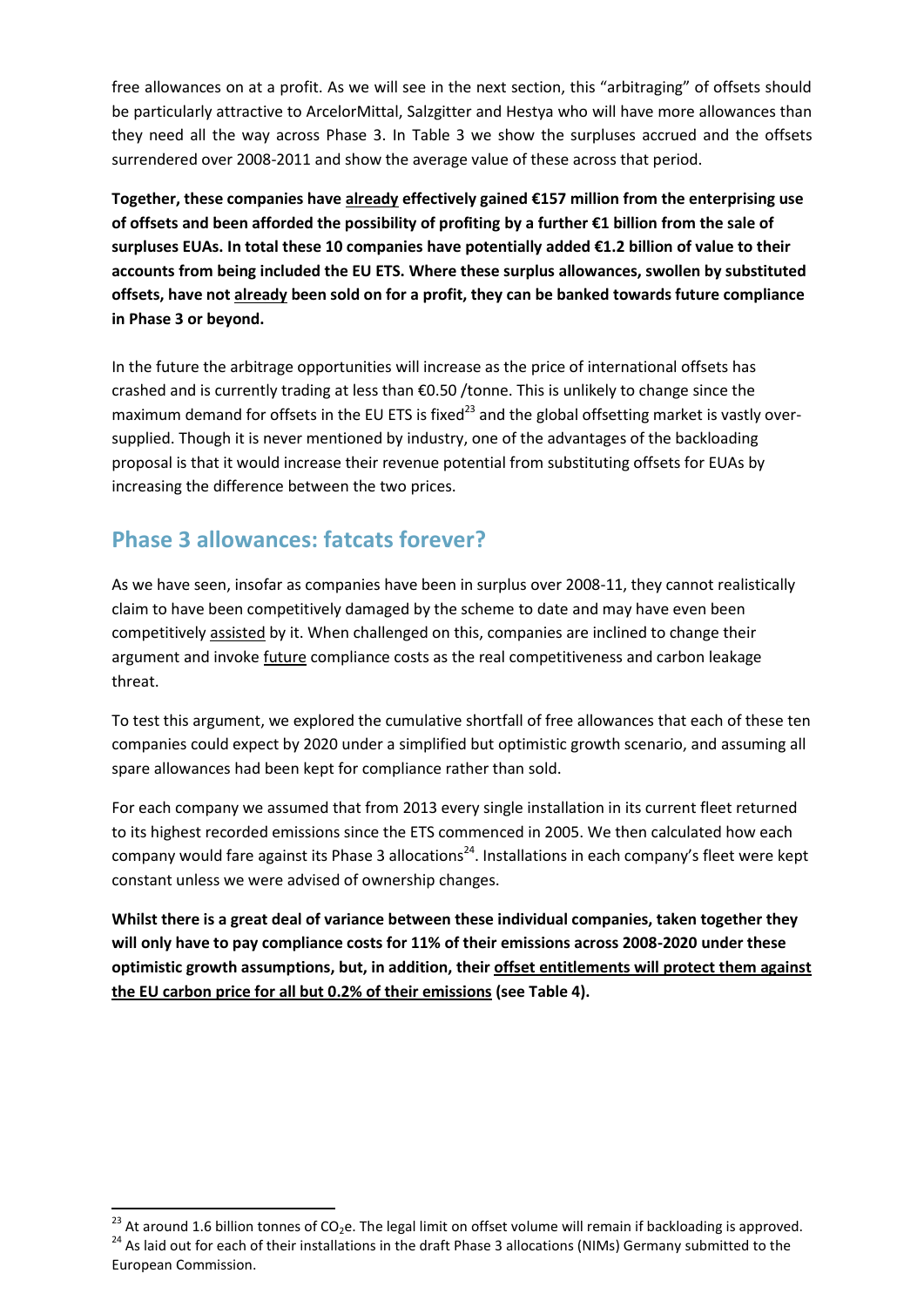free allowances on at a profit. As we will see in the next section, this "arbitraging" of offsets should be particularly attractive to ArcelorMittal, Salzgitter and Hestya who will have more allowances than they need all the way across Phase 3. In Table 3 we show the surpluses accrued and the offsets surrendered over 2008-2011 and show the average value of these across that period.

**Together, these companies have <u>already</u> effectively gained €157 million from the enterprising use of offsets and been afforded the possibility of profiting by a further €1 billion from the sale of surpluses EUAs. In total these 10 companies have potentially added €1.2 billion of value to their accounts from being included the EU ETS. Where these surplus allowances, swollen by substituted offsets, have not <u>already</u> been sold on for a profit, they can be banked towards future compliance in Phase 3 or beyond.**

In the future the arbitrage opportunities will increase as the price of international offsets has crashed and is currently trading at less than €0.50 /tonne. This is unlikely to change since the maximum demand for offsets in the EU ETS is fixed[23] and the global offsetting market is vastly over-supplied. Though it is never mentioned by industry, one of the advantages of the backloading proposal is that it would increase their revenue potential from substituting offsets for EUAs by increasing the difference between the two prices.

## Phase 3 allowances: fatcats forever?

As we have seen, insofar as companies have been in surplus over 2008-11, they cannot realistically claim to have been competitively damaged by the scheme to date and may have even been competitively <u>assisted</u> by it. When challenged on this, companies are inclined to change their argument and invoke <u>future</u> compliance costs as the real competitiveness and carbon leakage threat.

To test this argument, we explored the cumulative shortfall of free allowances that each of these ten companies could expect by 2020 under a simplified but optimistic growth scenario, and assuming all spare allowances had been kept for compliance rather than sold.

For each company we assumed that from 2013 every single installation in its current fleet returned to its highest recorded emissions since the ETS commenced in 2005. We then calculated how each company would fare against its Phase 3 allocations[24]. Installations in each company's fleet were kept constant unless we were advised of ownership changes.

**Whilst there is a great deal of variance between these individual companies, taken together they will only have to pay compliance costs for 11% of their emissions across 2008-2020 under these optimistic growth assumptions, but, in addition, their <u>offset entitlements will protect them against the EU carbon price for all but 0.2% of their emissions</u> (see Table 4).**

---

[23] At around 1.6 billion tonnes of $CO_2e$. The legal limit on offset volume will remain if backloading is approved.

[24] As laid out for each of their installations in the draft Phase 3 allocations (NIMs) Germany submitted to the European Commission.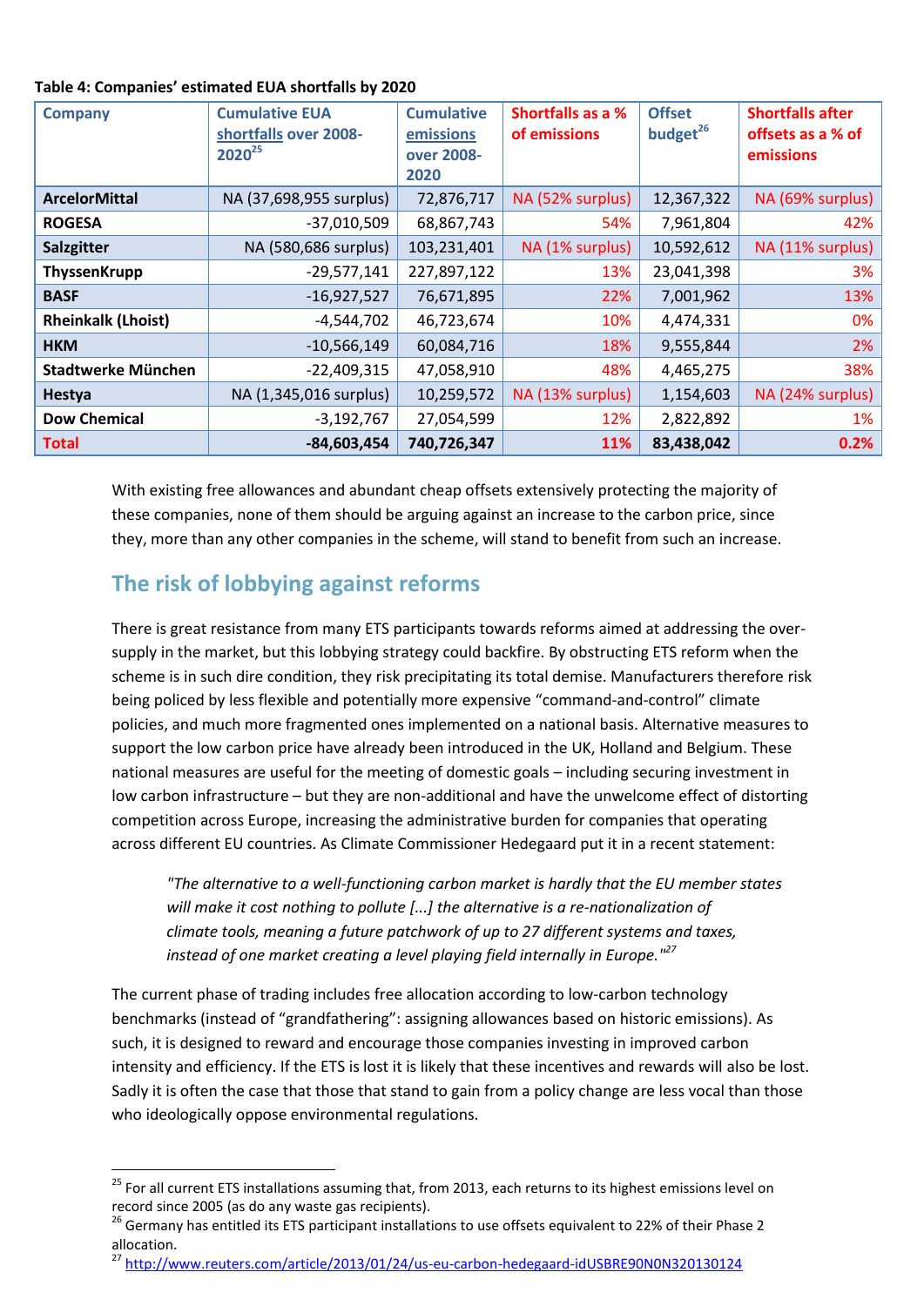**Table 4: Companies' estimated EUA shortfalls by 2020**

| Company | Cumulative EUA shortfalls over 2008-2020[25] | Cumulative emissions over 2008-2020 | Shortfalls as a % of emissions | Offset budget[26] | Shortfalls after offsets as a % of emissions |
|---|---|---|---|---|---|
| **ArcelorMittal** | NA (37,698,955 surplus) | 72,876,717 | NA (52% surplus) | 12,367,322 | NA (69% surplus) |
| **ROGESA** | -37,010,509 | 68,867,743 | 54% | 7,961,804 | 42% |
| **Salzgitter** | NA (580,686 surplus) | 103,231,401 | NA (1% surplus) | 10,592,612 | NA (11% surplus) |
| **ThyssenKrupp** | -29,577,141 | 227,897,122 | 13% | 23,041,398 | 3% |
| **BASF** | -16,927,527 | 76,671,895 | 22% | 7,001,962 | 13% |
| **Rheinkalk (Lhoist)** | -4,544,702 | 46,723,674 | 10% | 4,474,331 | 0% |
| **HKM** | -10,566,149 | 60,084,716 | 18% | 9,555,844 | 2% |
| **Stadtwerke München** | -22,409,315 | 47,058,910 | 48% | 4,465,275 | 38% |
| **Hestya** | NA (1,345,016 surplus) | 10,259,572 | NA (13% surplus) | 1,154,603 | NA (24% surplus) |
| **Dow Chemical** | -3,192,767 | 27,054,599 | 12% | 2,822,892 | 1% |
| **Total** | **-84,603,454** | **740,726,347** | **11%** | **83,438,042** | **0.2%** |

With existing free allowances and abundant cheap offsets extensively protecting the majority of these companies, none of them should be arguing against an increase to the carbon price, since they, more than any other companies in the scheme, will stand to benefit from such an increase.

## The risk of lobbying against reforms

There is great resistance from many ETS participants towards reforms aimed at addressing the over-supply in the market, but this lobbying strategy could backfire. By obstructing ETS reform when the scheme is in such dire condition, they risk precipitating its total demise. Manufacturers therefore risk being policed by less flexible and potentially more expensive "command-and-control" climate policies, and much more fragmented ones implemented on a national basis. Alternative measures to support the low carbon price have already been introduced in the UK, Holland and Belgium. These national measures are useful for the meeting of domestic goals – including securing investment in low carbon infrastructure – but they are non-additional and have the unwelcome effect of distorting competition across Europe, increasing the administrative burden for companies that operating across different EU countries. As Climate Commissioner Hedegaard put it in a recent statement:

> *"The alternative to a well-functioning carbon market is hardly that the EU member states will make it cost nothing to pollute [...] the alternative is a re-nationalization of climate tools, meaning a future patchwork of up to 27 different systems and taxes, instead of one market creating a level playing field internally in Europe."*[27]

The current phase of trading includes free allocation according to low-carbon technology benchmarks (instead of "grandfathering": assigning allowances based on historic emissions). As such, it is designed to reward and encourage those companies investing in improved carbon intensity and efficiency. If the ETS is lost it is likely that these incentives and rewards will also be lost. Sadly it is often the case that those that stand to gain from a policy change are less vocal than those who ideologically oppose environmental regulations.

---

[25] For all current ETS installations assuming that, from 2013, each returns to its highest emissions level on record since 2005 (as do any waste gas recipients).

[26] Germany has entitled its ETS participant installations to use offsets equivalent to 22% of their Phase 2 allocation.

[27] http://www.reuters.com/article/2013/01/24/us-eu-carbon-hedegaard-idUSBRE90N0N320130124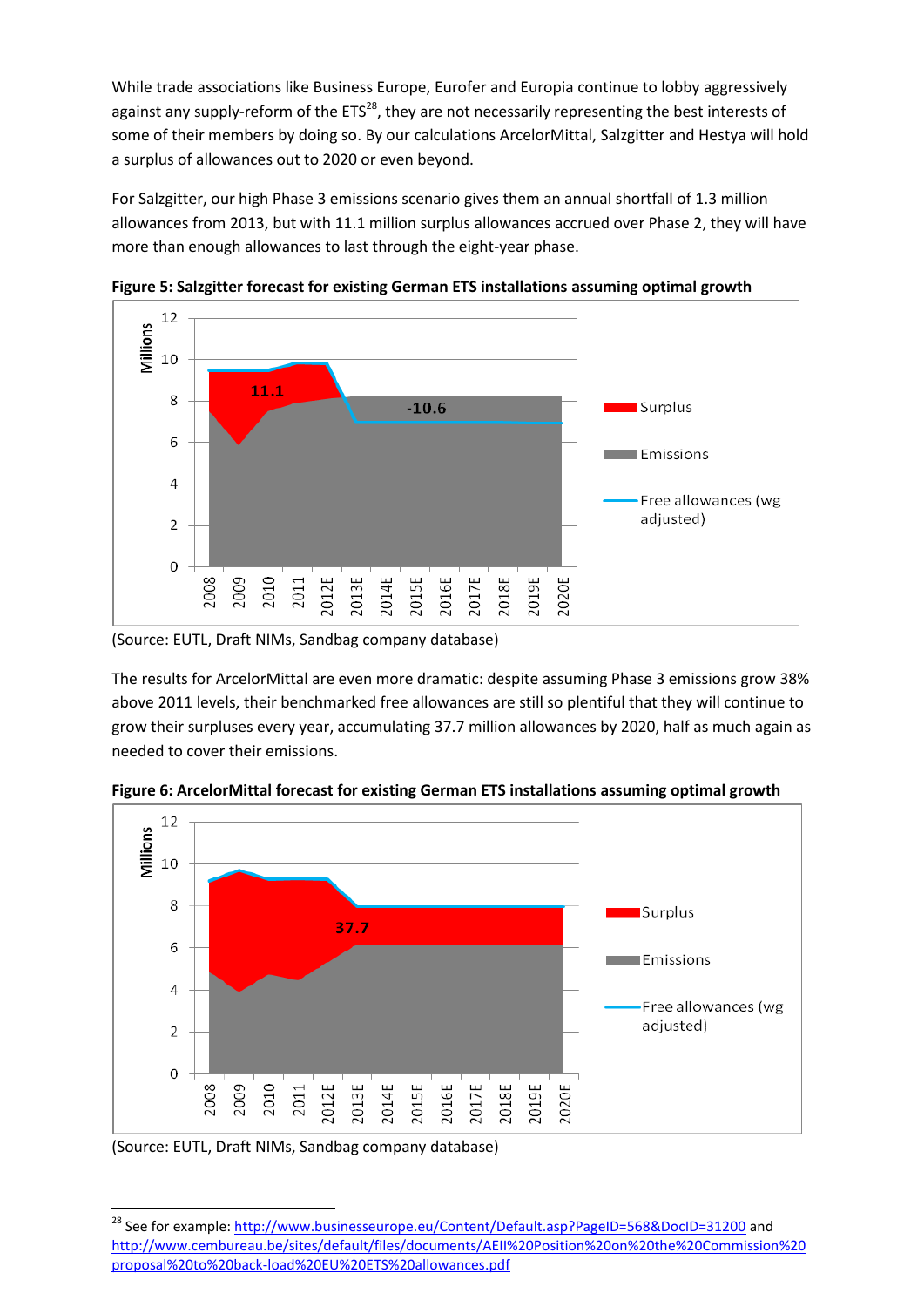While trade associations like Business Europe, Eurofer and Europia continue to lobby aggressively against any supply-reform of the ETS[28], they are not necessarily representing the best interests of some of their members by doing so. By our calculations ArcelorMittal, Salzgitter and Hestya will hold a surplus of allowances out to 2020 or even beyond.

For Salzgitter, our high Phase 3 emissions scenario gives them an annual shortfall of 1.3 million allowances from 2013, but with 11.1 million surplus allowances accrued over Phase 2, they will have more than enough allowances to last through the eight-year phase.

**Figure 5: Salzgitter forecast for existing German ETS installations assuming optimal growth**

(Source: EUTL, Draft NIMs, Sandbag company database)

The results for ArcelorMittal are even more dramatic: despite assuming Phase 3 emissions grow 38% above 2011 levels, their benchmarked free allowances are still so plentiful that they will continue to grow their surpluses every year, accumulating 37.7 million allowances by 2020, half as much again as needed to cover their emissions.

**Figure 6: ArcelorMittal forecast for existing German ETS installations assuming optimal growth**

(Source: EUTL, Draft NIMs, Sandbag company database)

[28] See for example: http://www.businesseurope.eu/Content/Default.asp?PageID=568&DocID=31200 and http://www.cembureau.be/sites/default/files/documents/AEII%20Position%20on%20the%20Commission%20proposal%20to%20back-load%20EU%20ETS%20allowances.pdf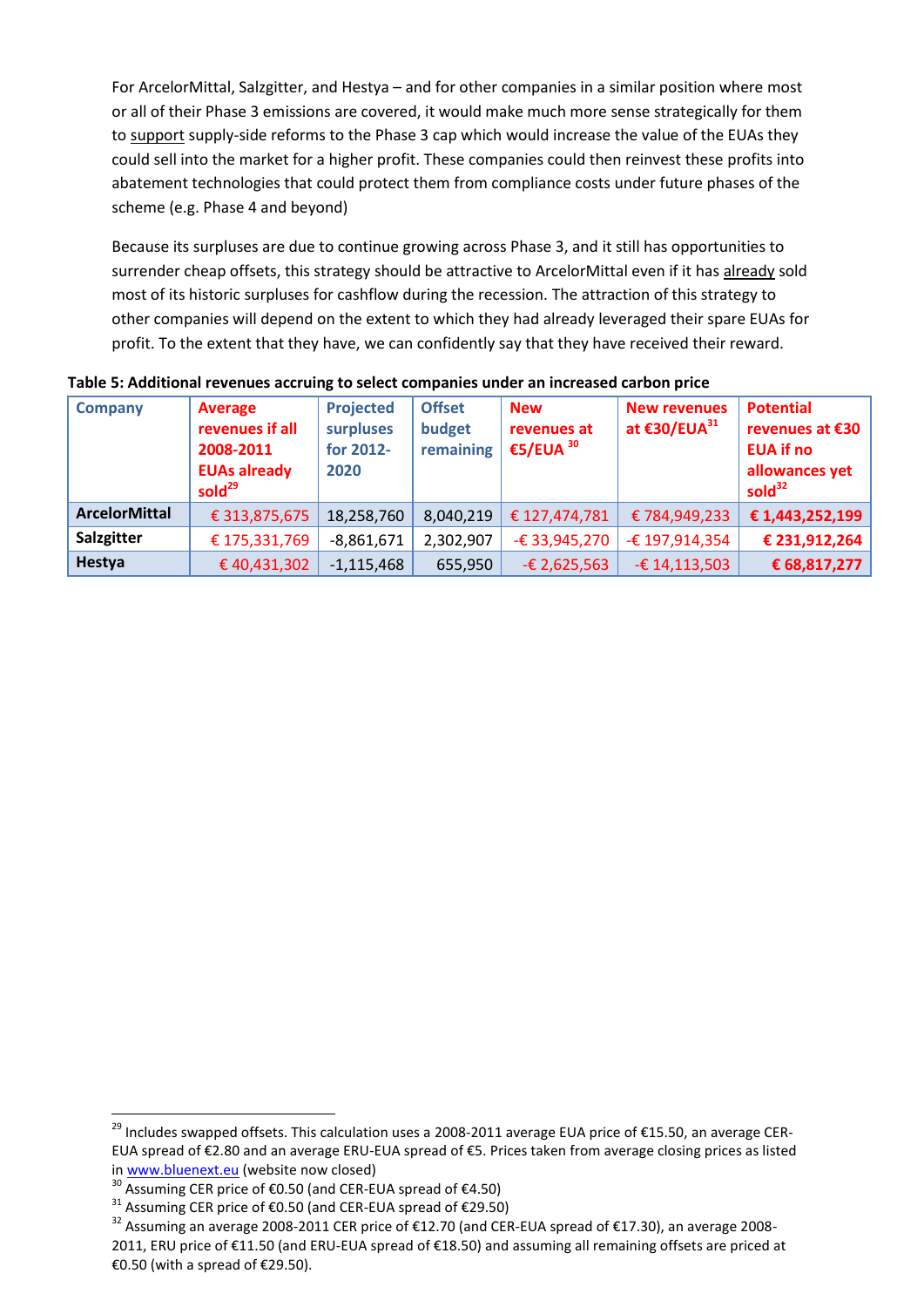For ArcelorMittal, Salzgitter, and Hestya – and for other companies in a similar position where most or all of their Phase 3 emissions are covered, it would make much more sense strategically for them to support supply-side reforms to the Phase 3 cap which would increase the value of the EUAs they could sell into the market for a higher profit. These companies could then reinvest these profits into abatement technologies that could protect them from compliance costs under future phases of the scheme (e.g. Phase 4 and beyond)

Because its surpluses are due to continue growing across Phase 3, and it still has opportunities to surrender cheap offsets, this strategy should be attractive to ArcelorMittal even if it has already sold most of its historic surpluses for cashflow during the recession. The attraction of this strategy to other companies will depend on the extent to which they had already leveraged their spare EUAs for profit. To the extent that they have, we can confidently say that they have received their reward.

**Table 5: Additional revenues accruing to select companies under an increased carbon price**

| Company | Average revenues if all 2008-2011 EUAs already sold[29] | Projected surpluses for 2012-2020 | Offset budget remaining | New revenues at €5/EUA [30] | New revenues at €30/EUA[31] | Potential revenues at €30 EUA if no allowances yet sold[32] |
|---|---|---|---|---|---|---|
| **ArcelorMittal** | € 313,875,675 | 18,258,760 | 8,040,219 | € 127,474,781 | € 784,949,233 | **€ 1,443,252,199** |
| **Salzgitter** | € 175,331,769 | -8,861,671 | 2,302,907 | -€ 33,945,270 | -€ 197,914,354 | **€ 231,912,264** |
| **Hestya** | € 40,431,302 | -1,115,468 | 655,950 | -€ 2,625,563 | -€ 14,113,503 | **€ 68,817,277** |

[29] Includes swapped offsets. This calculation uses a 2008-2011 average EUA price of €15.50, an average CER-EUA spread of €2.80 and an average ERU-EUA spread of €5. Prices taken from average closing prices as listed in www.bluenext.eu (website now closed)

[30] Assuming CER price of €0.50 (and CER-EUA spread of €4.50)

[31] Assuming CER price of €0.50 (and CER-EUA spread of €29.50)

[32] Assuming an average 2008-2011 CER price of €12.70 (and CER-EUA spread of €17.30), an average 2008-2011, ERU price of €11.50 (and ERU-EUA spread of €18.50) and assuming all remaining offsets are priced at €0.50 (with a spread of €29.50).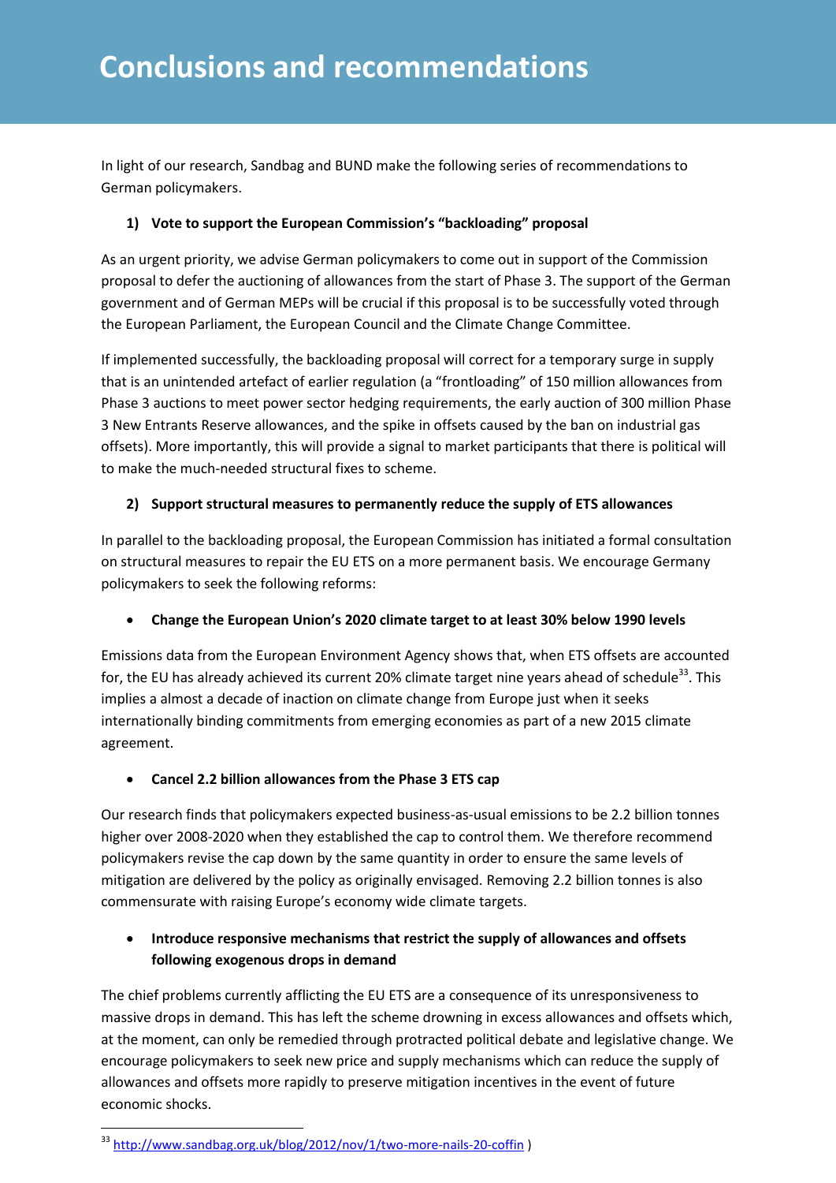# Conclusions and recommendations

In light of our research, Sandbag and BUND make the following series of recommendations to German policymakers.

**1) Vote to support the European Commission's "backloading" proposal**

As an urgent priority, we advise German policymakers to come out in support of the Commission proposal to defer the auctioning of allowances from the start of Phase 3. The support of the German government and of German MEPs will be crucial if this proposal is to be successfully voted through the European Parliament, the European Council and the Climate Change Committee.

If implemented successfully, the backloading proposal will correct for a temporary surge in supply that is an unintended artefact of earlier regulation (a "frontloading" of 150 million allowances from Phase 3 auctions to meet power sector hedging requirements, the early auction of 300 million Phase 3 New Entrants Reserve allowances, and the spike in offsets caused by the ban on industrial gas offsets). More importantly, this will provide a signal to market participants that there is political will to make the much-needed structural fixes to scheme.

**2) Support structural measures to permanently reduce the supply of ETS allowances**

In parallel to the backloading proposal, the European Commission has initiated a formal consultation on structural measures to repair the EU ETS on a more permanent basis. We encourage Germany policymakers to seek the following reforms:

- **Change the European Union's 2020 climate target to at least 30% below 1990 levels**

Emissions data from the European Environment Agency shows that, when ETS offsets are accounted for, the EU has already achieved its current 20% climate target nine years ahead of schedule[33]. This implies a almost a decade of inaction on climate change from Europe just when it seeks internationally binding commitments from emerging economies as part of a new 2015 climate agreement.

- **Cancel 2.2 billion allowances from the Phase 3 ETS cap**

Our research finds that policymakers expected business-as-usual emissions to be 2.2 billion tonnes higher over 2008-2020 when they established the cap to control them. We therefore recommend policymakers revise the cap down by the same quantity in order to ensure the same levels of mitigation are delivered by the policy as originally envisaged. Removing 2.2 billion tonnes is also commensurate with raising Europe's economy wide climate targets.

- **Introduce responsive mechanisms that restrict the supply of allowances and offsets following exogenous drops in demand**

The chief problems currently afflicting the EU ETS are a consequence of its unresponsiveness to massive drops in demand. This has left the scheme drowning in excess allowances and offsets which, at the moment, can only be remedied through protracted political debate and legislative change. We encourage policymakers to seek new price and supply mechanisms which can reduce the supply of allowances and offsets more rapidly to preserve mitigation incentives in the event of future economic shocks.

---

[33] http://www.sandbag.org.uk/blog/2012/nov/1/two-more-nails-20-coffin )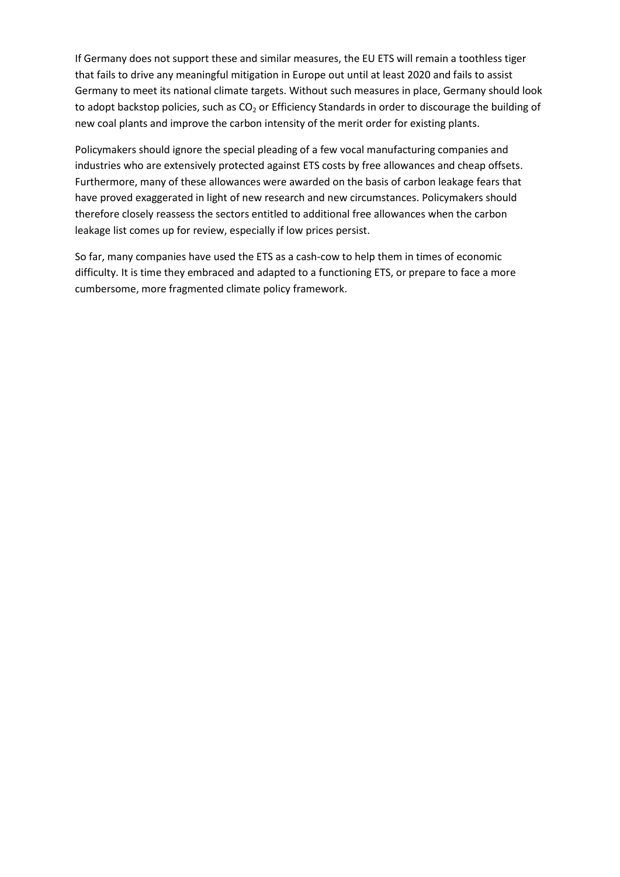If Germany does not support these and similar measures, the EU ETS will remain a toothless tiger that fails to drive any meaningful mitigation in Europe out until at least 2020 and fails to assist Germany to meet its national climate targets. Without such measures in place, Germany should look to adopt backstop policies, such as $CO_2$ or Efficiency Standards in order to discourage the building of new coal plants and improve the carbon intensity of the merit order for existing plants.

Policymakers should ignore the special pleading of a few vocal manufacturing companies and industries who are extensively protected against ETS costs by free allowances and cheap offsets. Furthermore, many of these allowances were awarded on the basis of carbon leakage fears that have proved exaggerated in light of new research and new circumstances. Policymakers should therefore closely reassess the sectors entitled to additional free allowances when the carbon leakage list comes up for review, especially if low prices persist.

So far, many companies have used the ETS as a cash-cow to help them in times of economic difficulty. It is time they embraced and adapted to a functioning ETS, or prepare to face a more cumbersome, more fragmented climate policy framework.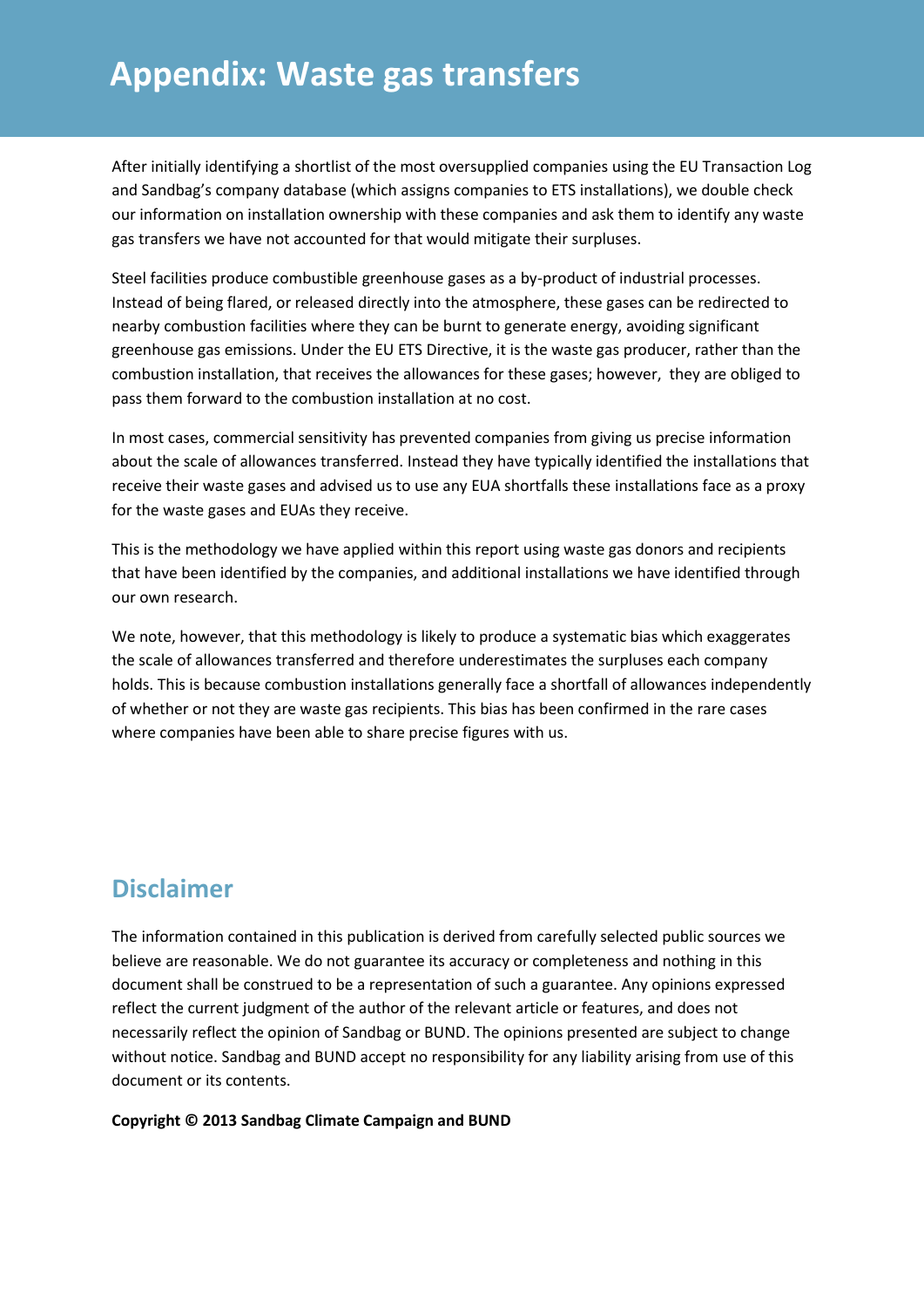# Appendix: Waste gas transfers

After initially identifying a shortlist of the most oversupplied companies using the EU Transaction Log and Sandbag's company database (which assigns companies to ETS installations), we double check our information on installation ownership with these companies and ask them to identify any waste gas transfers we have not accounted for that would mitigate their surpluses.

Steel facilities produce combustible greenhouse gases as a by-product of industrial processes. Instead of being flared, or released directly into the atmosphere, these gases can be redirected to nearby combustion facilities where they can be burnt to generate energy, avoiding significant greenhouse gas emissions. Under the EU ETS Directive, it is the waste gas producer, rather than the combustion installation, that receives the allowances for these gases; however, they are obliged to pass them forward to the combustion installation at no cost.

In most cases, commercial sensitivity has prevented companies from giving us precise information about the scale of allowances transferred. Instead they have typically identified the installations that receive their waste gases and advised us to use any EUA shortfalls these installations face as a proxy for the waste gases and EUAs they receive.

This is the methodology we have applied within this report using waste gas donors and recipients that have been identified by the companies, and additional installations we have identified through our own research.

We note, however, that this methodology is likely to produce a systematic bias which exaggerates the scale of allowances transferred and therefore underestimates the surpluses each company holds. This is because combustion installations generally face a shortfall of allowances independently of whether or not they are waste gas recipients. This bias has been confirmed in the rare cases where companies have been able to share precise figures with us.

## Disclaimer

The information contained in this publication is derived from carefully selected public sources we believe are reasonable. We do not guarantee its accuracy or completeness and nothing in this document shall be construed to be a representation of such a guarantee. Any opinions expressed reflect the current judgment of the author of the relevant article or features, and does not necessarily reflect the opinion of Sandbag or BUND. The opinions presented are subject to change without notice. Sandbag and BUND accept no responsibility for any liability arising from use of this document or its contents.

**Copyright © 2013 Sandbag Climate Campaign and BUND**